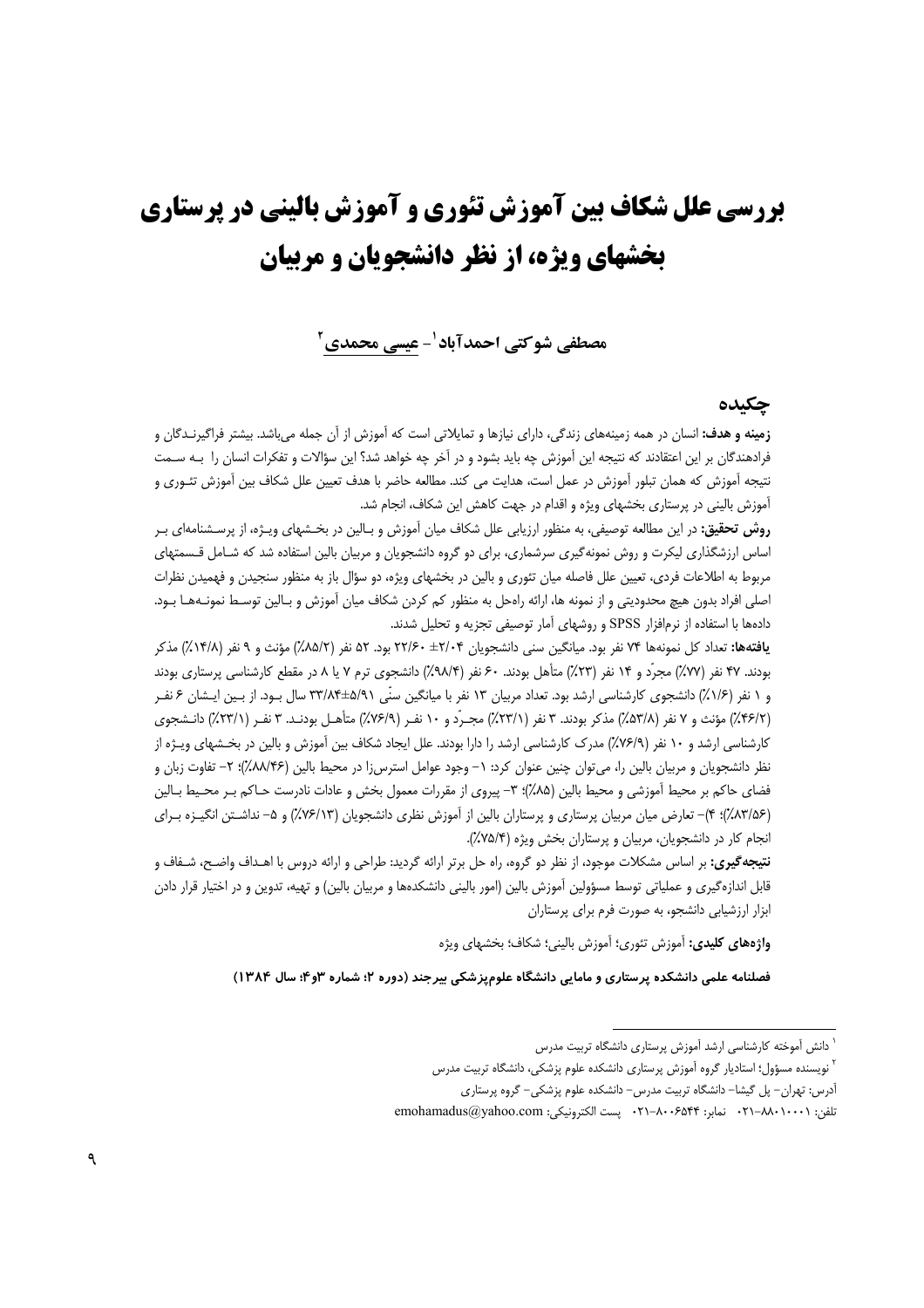# بررسی علل شکاف بین آموزش تئوری و آموزش بالینی در پرستاری بخشهای ویژه، از نظر دانشجویان و مربیان

**مصطفی شوکتی احمدآباد[1] - عیسی محمدی[2]**

## چکیده

**زمینه و هدف:** انسان در همه زمینه‌های زندگی، دارای نیازها و تمایلاتی است که آموزش از آن جمله می‌باشد. بیشتر فراگیرنـدگان و فرادهندگان بر این اعتقادند که نتیجه این آموزش چه باید بشود و در آخر چه خواهد شد؟ این سؤالات و تفکرات انسان را بـه سـمت نتیجه آموزش که همان تبلور آموزش در عمل است، هدایت می کند. مطالعه حاضر با هدف تعیین علل شکاف بین آموزش تئـوری و آموزش بالینی در پرستاری بخشهای ویژه و اقدام در جهت کاهش این شکاف، انجام شد.

**روش تحقیق:** در این مطالعه توصیفی، به منظور ارزیابی علل شکاف میان آموزش و بـالین در بخـشهای ویـژه، از پرسـشنامه‌ای بـر اساس ارزشگذاری لیکرت و روش نمونه‌گیری سرشماری، برای دو گروه دانشجویان و مربیان بالین استفاده شد که شـامل قـسمتهای مربوط به اطلاعات فردی، تعیین علل فاصله میان تئوری و بالین در بخشهای ویژه، دو سؤال باز به منظور سنجیدن و فهمیدن نظرات اصلی افراد بدون هیچ محدودیتی و از نمونه ها، ارائه راه‌حل به منظور کم کردن شکاف میان آموزش و بـالین توسـط نمونـه‌هـا بـود. داده‌ها با استفاده از نرم‌افزار SPSS و روشهای آمار توصیفی تجزیه و تحلیل شدند.

**یافته‌ها:** تعداد کل نمونه‌ها ۷۴ نفر بود. میانگین سنی دانشجویان ۲/۰۴± ۲۲/۶۰ بود. ۵۲ نفر (۸۵/۲٪) مؤنث و ۹ نفر (۱۴/۸٪) مذکر بودند. ۴۷ نفر (۷۷٪) مجرّد و ۱۴ نفر (۲۳٪) متأهل بودند. ۶۰ نفر (۹۸/۴٪) دانشجوی ترم ۷ یا ۸ در مقطع کارشناسی پرستاری بودند و ۱ نفر (۱/۶٪) دانشجوی کارشناسی ارشد بود. تعداد مربیان ۱۳ نفر با میانگین سنّی ۵/۹۱±۳۳/۸۴ سال بـود. از بـین ایـشان ۶ نفـر (۴۶/۲٪) مؤنث و ۷ نفر (۵۳/۸٪) مذکر بودند. ۳ نفر (۲۳/۱٪) مجـرّد و ۱۰ نفـر (۷۶/۹٪) متأهـل بودنـد. ۳ نفـر (۲۳/۱٪) دانـشجوی کارشناسی ارشد و ۱۰ نفر (۷۶/۹٪) مدرک کارشناسی ارشد را دارا بودند. علل ایجاد شکاف بین آموزش و بالین در بخـشهای ویـژه از نظر دانشجویان و مربیان بالین را، می‌توان چنین عنوان کرد: ۱- وجود عوامل استرس‌زا در محیط بالین (۸۸/۴۶٪)؛ ۲- تفاوت زبان و فضای حاکم بر محیط آموزشی و محیط بالین (۸۵٪)؛ ۳- پیروی از مقررات معمول بخش و عادات نادرست حـاکم بـر محـیط بـالین (۸۳/۵۶٪)؛ ۴)- تعارض میان مربیان پرستاری و پرستاران بالین از آموزش نظری دانشجویان (۷۶/۱۳٪) و ۵- نداشـتن انگیـزه بـرای انجام کار در دانشجویان، مربیان و پرستاران بخش ویژه (۷۵/۴٪).

**نتیجه‌گیری:** بر اساس مشکلات موجود، از نظر دو گروه، راه حل برتر ارائه گردید: طراحی و ارائه دروس با اهـداف واضـح، شـفاف و قابل اندازه‌گیری و عملیاتی توسط مسؤولین آموزش بالین (امور بالینی دانشکده‌ها و مربیان بالین) و تهیه، تدوین و در اختیار قرار دادن ابزار ارزشیابی دانشجو، به صورت فرم برای پرستاران

**واژه‌های کلیدی:** آموزش تئوری؛ آموزش بالینی؛ شکاف؛ بخشهای ویژه

**فصلنامه علمی دانشکده پرستاری و مامایی دانشگاه علوم‌پزشکی بیرجند (دوره ۲؛ شماره ۳و۴؛ سال ۱۳۸۴)**

---

[1] دانش آموخته کارشناسی ارشد آموزش پرستاری دانشگاه تربیت مدرس

[2] نویسنده مسؤول؛ استادیار گروه آموزش پرستاری دانشکده علوم پزشکی، دانشگاه تربیت مدرس

آدرس: تهران- پل گیشا- دانشگاه تربیت مدرس- دانشکده علوم پزشکی- گروه پرستاری

تلفن: ۸۸۰۱۰۰۰۱-۰۲۱ نمابر: ۸۰۰۶۵۴۴-۰۲۱ پست الکترونیکی: emohamadus@yahoo.com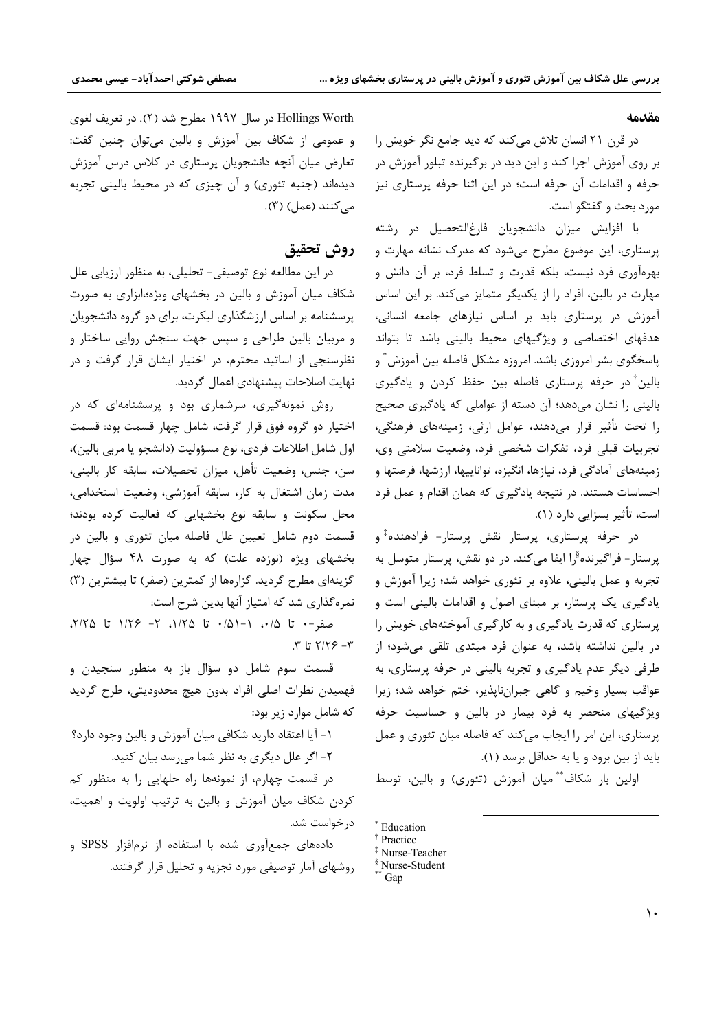## مقدمه

در قرن ۲۱ انسان تلاش می‌کند که دید جامع نگر خویش را بر روی آموزش اجرا کند و این دید در برگیرنده تبلور آموزش در حرفه و اقدامات آن حرفه است؛ در این اثنا حرفه پرستاری نیز مورد بحث و گفتگو است.

با افزایش میزان دانشجویان فارغ‌التحصیل در رشته پرستاری، این موضوع مطرح می‌شود که مدرک نشانه مهارت و بهره‌آوری فرد نیست، بلکه قدرت و تسلط فرد، بر آن دانش و مهارت در بالین، افراد را از یکدیگر متمایز می‌کند. بر این اساس آموزش در پرستاری باید بر اساس نیازهای جامعه انسانی، هدفهای اختصاصی و ویژگیهای محیط بالینی باشد تا بتواند پاسخگوی بشر امروزی باشد. امروزه مشکل فاصله بین آموزش[*] و بالین[†] در حرفه پرستاری فاصله بین حفظ کردن و یادگیری بالینی را نشان می‌دهد؛ آن دسته از عواملی که یادگیری صحیح را تحت تأثیر قرار می‌دهند، عوامل ارثی، زمینه‌های فرهنگی، تجربیات قبلی فرد، تفکرات شخصی فرد، وضعیت سلامتی وی، زمینه‌های آمادگی فرد، نیازها، انگیزه، تواناییها، ارزشها، فرصتها و احساسات هستند. در نتیجه یادگیری که همان اقدام و عمل فرد است، تأثیر بسزایی دارد (۱).

در حرفه پرستاری، پرستار نقش پرستار- فرادهنده[‡] و پرستار- فراگیرنده[§]را ایفا می‌کند. در دو نقش، پرستار متوسل به تجربه و عمل بالینی، علاوه بر تئوری خواهد شد؛ زیرا آموزش و یادگیری یک پرستار، بر مبنای اصول و اقدامات بالینی است و پرستاری که قدرت یادگیری و به کارگیری آموخته‌های خویش را در بالین نداشته باشد، به عنوان فرد مبتدی تلقی می‌شود؛ از طرفی دیگر عدم یادگیری و تجربه بالینی در حرفه پرستاری، به عواقب بسیار وخیم و گاهی جبران‌ناپذیر، ختم خواهد شد؛ زیرا ویژگیهای منحصر به فرد بیمار در بالین و حساسیت حرفه پرستاری، این امر را ایجاب می‌کند که فاصله میان تئوری و عمل باید از بین برود و یا به حداقل برسد (۱).

اولین بار شکاف[**] میان آموزش (تئوری) و بالین، توسط Hollings Worth در سال ۱۹۹۷ مطرح شد (۲). در تعریف لغوی و عمومی از شکاف بین آموزش و بالین می‌توان چنین گفت: تعارض میان آنچه دانشجویان پرستاری در کلاس درس آموزش دیده‌اند (جنبه تئوری) و آن چیزی که در محیط بالینی تجربه می‌کنند (عمل) (۳).

## روش تحقیق

در این مطالعه نوع توصیفی- تحلیلی، به منظور ارزیابی علل شکاف میان آموزش و بالین در بخشهای ویژه،ابزاری به صورت پرسشنامه بر اساس ارزشگذاری لیکرت، برای دو گروه دانشجویان و مربیان بالین طراحی و سپس جهت سنجش روایی ساختار و نظرسنجی از اساتید محترم، در اختیار ایشان قرار گرفت و در نهایت اصلاحات پیشنهادی اعمال گردید.

روش نمونه‌گیری، سرشماری بود و پرسشنامه‌ای که در اختیار دو گروه فوق قرار گرفت، شامل چهار قسمت بود: قسمت اول شامل اطلاعات فردی، نوع مسؤولیت (دانشجو یا مربی بالین)، سن، جنس، وضعیت تأهل، میزان تحصیلات، سابقه کار بالینی، مدت زمان اشتغال به کار، سابقه آموزشی، وضعیت استخدامی، محل سکونت و سابقه نوع بخشهایی که فعالیت کرده بودند؛ قسمت دوم شامل تعیین علل فاصله میان تئوری و بالین در بخشهای ویژه (نوزده علت) که به صورت ۴۸ سؤال چهار گزینه‌ای مطرح گردید. گزاره‌ها از کمترین (صفر) تا بیشترین (۳) نمره‌گذاری شد که امتیاز آنها بدین شرح است:

صفر=۰ تا ۰/۵، ۱=۰/۵۱ تا ۱/۲۵، ۲= ۱/۲۶ تا ۲/۲۵، ۳= ۲/۲۶ تا ۳.

قسمت سوم شامل دو سؤال باز به منظور سنجیدن و فهمیدن نظرات اصلی افراد بدون هیچ محدودیتی، طرح گردید که شامل موارد زیر بود:

۱- آیا اعتقاد دارید شکافی میان آموزش و بالین وجود دارد؟

۲- اگر علل دیگری به نظر شما می‌رسد بیان کنید.

در قسمت چهارم، از نمونه‌ها راه حلهایی را به منظور کم کردن شکاف میان آموزش و بالین به ترتیب اولویت و اهمیت، درخواست شد.

داده‌های جمع‌آوری شده با استفاده از نرم‌افزار SPSS و روشهای آمار توصیفی مورد تجزیه و تحلیل قرار گرفتند.

---

[*] Education
[†] Practice
[‡] Nurse-Teacher
[§] Nurse-Student
[**] Gap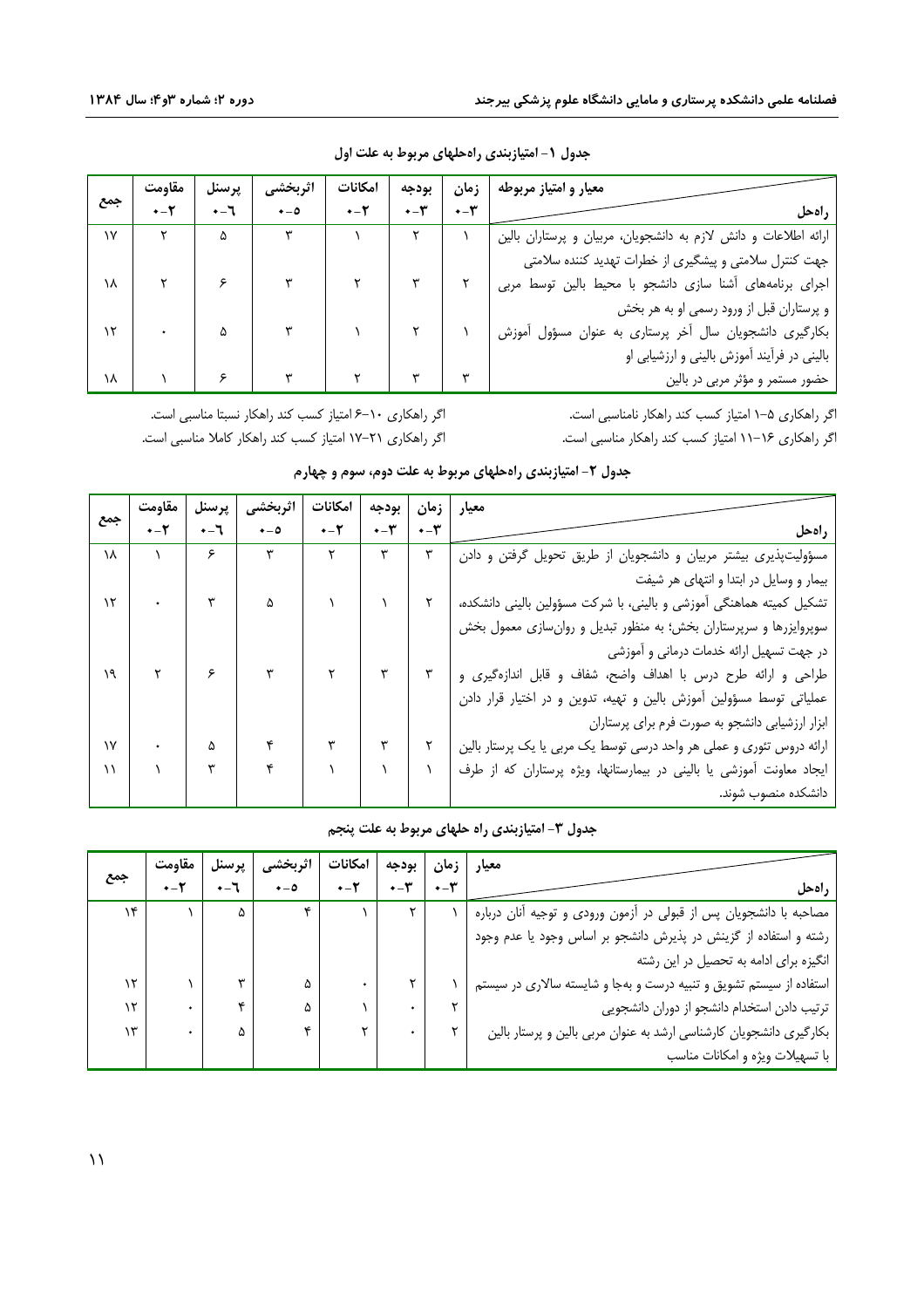**جدول ۱- امتیازبندی راه‌حلهای مربوط به علت اول**

| معیار و امتیاز مربوطه / راه‌حل | زمان ۳-۰ | بودجه ۳-۰ | امکانات ۲-۰ | اثربخشی ۵-۰ | پرسنل ۶-۰ | مقاومت ۲-۰ | جمع |
|---|---|---|---|---|---|---|---|
| ارائه اطلاعات و دانش لازم به دانشجویان، مربیان و پرستاران بالین جهت کنترل سلامتی و پیشگیری از خطرات تهدید کننده سلامتی | ۱ | ۲ | ۱ | ۳ | ۵ | ۲ | ۱۷ |
| اجرای برنامه‌های آشنا سازی دانشجو با محیط بالین توسط مربی و پرستاران قبل از ورود رسمی او به هر بخش | ۲ | ۳ | ۲ | ۳ | ۶ | ۲ | ۱۸ |
| بکارگیری دانشجویان سال آخر پرستاری به عنوان مسؤول آموزش بالینی در فرآیند آموزش بالینی و ارزشیابی او | ۱ | ۲ | ۱ | ۳ | ۵ | ۰ | ۱۲ |
| حضور مستمر و مؤثر مربی در بالین | ۳ | ۳ | ۲ | ۳ | ۶ | ۱ | ۱۸ |

اگر راهکاری ۵-۱ امتیاز کسب کند راهکار نامناسبی است.
اگر راهکاری ۱۰-۶ امتیاز کسب کند راهکار نسبتا مناسبی است.
اگر راهکاری ۱۶-۱۱ امتیاز کسب کند راهکار مناسبی است.
اگر راهکاری ۲۱-۱۷ امتیاز کسب کند راهکار کاملا مناسبی است.

**جدول ۲- امتیازبندی راه‌حلهای مربوط به علت دوم، سوم و چهارم**

| معیار / راه‌حل | زمان ۳-۰ | بودجه ۳-۰ | امکانات ۲-۰ | اثربخشی ۵-۰ | پرسنل ۶-۰ | مقاومت ۲-۰ | جمع |
|---|---|---|---|---|---|---|---|
| مسؤولیت‌پذیری بیشتر مربیان و دانشجویان از طریق تحویل گرفتن و دادن بیمار و وسایل در ابتدا و انتهای هر شیفت | ۳ | ۳ | ۲ | ۳ | ۶ | ۱ | ۱۸ |
| تشکیل کمیته هماهنگی آموزشی و بالینی، با شرکت مسؤولین بالینی دانشکده، سوپروایزرها و سرپرستاران بخش؛ به منظور تبدیل و روان‌سازی معمول بخش در جهت تسهیل ارائه خدمات درمانی و آموزشی | ۲ | ۱ | ۱ | ۵ | ۳ | ۰ | ۱۲ |
| طراحی و ارائه طرح درس با اهداف واضح، شفاف و قابل اندازه‌گیری و عملیاتی توسط مسؤولین آموزش بالین و تهیه، تدوین و در اختیار قرار دادن ابزار ارزشیابی دانشجو به صورت فرم برای پرستاران | ۳ | ۳ | ۲ | ۳ | ۶ | ۲ | ۱۹ |
| ارائه دروس تئوری و عملی هر واحد درسی توسط یک مربی یا یک پرستار بالین | ۲ | ۳ | ۳ | ۴ | ۵ | ۰ | ۱۷ |
| ایجاد معاونت آموزشی یا بالینی در بیمارستانها، ویژه پرستاران که از طرف دانشکده منصوب شوند. | ۱ | ۱ | ۱ | ۴ | ۳ | ۱ | ۱۱ |

**جدول ۳- امتیازبندی راه حلهای مربوط به علت پنجم**

| معیار / راه‌حل | زمان ۳-۰ | بودجه ۳-۰ | امکانات ۲-۰ | اثربخشی ۵-۰ | پرسنل ۶-۰ | مقاومت ۲-۰ | جمع |
|---|---|---|---|---|---|---|---|
| مصاحبه با دانشجویان پس از قبولی در آزمون ورودی و توجیه آنان درباره رشته و استفاده از گزینش در پذیرش دانشجو بر اساس وجود یا عدم وجود انگیزه برای ادامه به تحصیل در این رشته | ۱ | ۲ | ۱ | ۴ | ۵ | ۱ | ۱۴ |
| استفاده از سیستم تشویق و تنبیه درست و به‌جا و شایسته سالاری در سیستم | ۱ | ۲ | ۰ | ۵ | ۳ | ۱ | ۱۲ |
| ترتیب دادن استخدام دانشجو از دوران دانشجویی | ۲ | ۰ | ۱ | ۵ | ۴ | ۰ | ۱۲ |
| بکارگیری دانشجویان کارشناسی ارشد به عنوان مربی بالین و پرستار بالین با تسهیلات ویژه و امکانات مناسب | ۲ | ۰ | ۲ | ۴ | ۵ | ۰ | ۱۳ |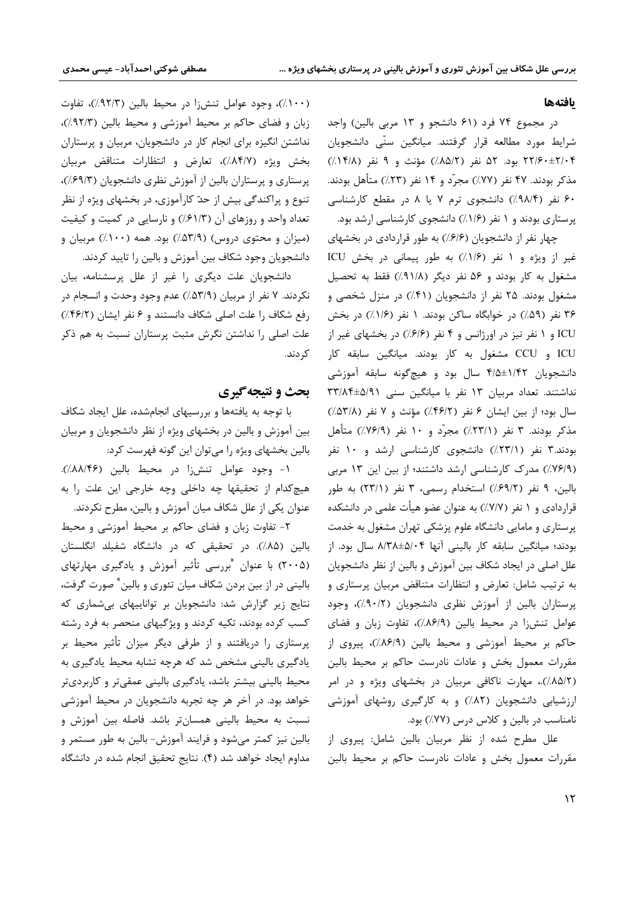## یافته‌ها

در مجموع ۷۴ فرد (۶۱ دانشجو و ۱۳ مربی بالین) واجد شرایط مورد مطالعه قرار گرفتند. میانگین سنّی دانشجویان ۲/۰۴±۲۲/۶۰ بود. ۵۲ نفر (۸۵/۲٪) مؤنث و ۹ نفر (۱۴/۸٪) مذکر بودند. ۴۷ نفر (۷۷٪) مجرّد و ۱۴ نفر (۲۳٪) متأهل بودند. ۶۰ نفر (۹۸/۴٪) دانشجوی ترم ۷ یا ۸ در مقطع کارشناسی پرستاری بودند و ۱ نفر (۱/۶٪) دانشجوی کارشناسی ارشد بود.

چهار نفر از دانشجویان (۶/۶٪) به طور قراردادی در بخشهای غیر از ویژه و ۱ نفر (۱/۶٪) به طور پیمانی در بخش ICU مشغول به کار بودند و ۵۶ نفر دیگر (۹۱/۸٪) فقط به تحصیل مشغول بودند. ۲۵ نفر از دانشجویان (۴۱٪) در منزل شخصی و ۳۶ نفر (۵۹٪) در خوابگاه ساکن بودند. ۱ نفر (۱/۶٪) در بخش ICU و ۱ نفر نیز در اورژانس و ۴ نفر (۶/۶٪) در بخشهای غیر از ICU و CCU مشغول به کار بودند. میانگین سابقه کار دانشجویان ۱/۴۲±۴/۵ سال بود و هیچگونه سابقه آموزشی نداشتند. تعداد مربیان ۱۳ نفر با میانگین سنی ۵/۹۱±۳۳/۸۴ سال بود؛ از بین ایشان ۶ نفر (۴۶/۲٪) مؤنث و ۷ نفر (۵۳/۸٪) مذکر بودند. ۳ نفر (۲۳/۱٪) مجرّد و ۱۰ نفر (۷۶/۹٪) متأهل بودند.۳ نفر (۲۳/۱٪) دانشجوی کارشناسی ارشد و ۱۰ نفر (۷۶/۹٪) مدرک کارشناسی ارشد داشتند؛ از بین این ۱۳ مربی بالین، ۹ نفر (۶۹/۲٪) استخدام رسمی، ۳ نفر (۲۳/۱) به طور قراردادی و ۱ نفر (۷/۷٪) به عنوان عضو هیأت علمی در دانشکده پرستاری و مامایی دانشگاه علوم پزشکی تهران مشغول به خدمت بودند؛ میانگین سابقه کار بالینی آنها ۵/۰۴±۸/۳۸ سال بود. از علل اصلی در ایجاد شکاف بین آموزش و بالین از نظر دانشجویان به ترتیب شامل: تعارض و انتظارات متناقض مربیان پرستاری و پرستاران بالین از آموزش نظری دانشجویان (۹۰/۲٪)، وجود عوامل تنش‌زا در محیط بالین (۸۶/۹٪)، تفاوت زبان و فضای حاکم بر محیط آموزشی و محیط بالین (۸۶/۹٪)، پیروی از مقررات معمول بخش و عادات نادرست حاکم بر محیط بالین (۸۵/۲٪)،، مهارت ناکافی مربیان در بخشهای ویژه و در امر ارزشیابی دانشجویان (۸۲٪) و به کارگیری روشهای آموزشی نامناسب در بالین و کلاس درس (۷۷٪) بود.

علل مطرح شده از نظر مربیان بالین شامل: پیروی از مقررات معمول بخش و عادات نادرست حاکم بر محیط بالین (۱۰۰٪)، وجود عوامل تنش‌زا در محیط بالین (۹۲/۳٪)، تفاوت زبان و فضای حاکم بر محیط آموزشی و محیط بالین (۹۲/۳٪)، نداشتن انگیزه برای انجام کار در دانشجویان، مربیان و پرستاران بخش ویژه (۸۴/۷٪)، تعارض و انتظارات متناقض مربیان پرستاری و پرستاران بالین از آموزش نظری دانشجویان (۶۹/۳٪)، تنوع و پراکندگی بیش از حدّ کارآموزی، در بخشهای ویژه از نظر تعداد واحد و روزهای آن (۶۱/۳٪) و نارسایی در کمیت و کیفیت (میزان و محتوی دروس) (۵۳/۹٪) بود. همه (۱۰۰٪) مربیان و دانشجویان وجود شکاف بین آموزش و بالین را تایید کردند.

دانشجویان علت دیگری را غیر از علل پرسشنامه، بیان نکردند. ۷ نفر از مربیان (۵۳/۹٪) عدم وجود وحدت و انسجام در رفع شکاف را علت اصلی شکاف دانستند و ۶ نفر ایشان (۴۶/۲٪) علت اصلی را نداشتن نگرش مثبت پرستاران نسبت به هم ذکر کردند.

## بحث و نتیجه‌گیری

با توجه به یافته‌ها و بررسیهای انجام‌شده، علل ایجاد شکاف بین آموزش و بالین در بخشهای ویژه از نظر دانشجویان و مربیان بالین بخشهای ویژه را می‌توان این گونه فهرست کرد:

۱- وجود عوامل تنش‌زا در محیط بالین (۸۸/۴۶٪). هیچکدام از تحقیقها چه داخلی وچه خارجی این علت را به عنوان یکی از علل شکاف میان آموزش و بالین، مطرح نکردند.

۲- تفاوت زبان و فضای حاکم بر محیط آموزشی و محیط بالین (۸۵٪). در تحقیقی که در دانشگاه شفیلد انگلستان (۲۰۰۵) با عنوان "بررسی تأثیر آموزش و یادگیری مهارتهای بالینی در از بین بردن شکاف میان تئوری و بالین" صورت گرفت، نتایج زیر گزارش شد: دانشجویان بر تواناییهای بی‌شماری که کسب کرده بودند، تکیه کردند و ویژگیهای منحصر به فرد رشته پرستاری را دریافتند و از طرفی دیگر میزان تأثیر محیط بر یادگیری بالینی مشخص شد که هرچه تشابه محیط یادگیری به محیط بالینی بیشتر باشد، یادگیری بالینی عمقی‌تر و کاربردی‌تر خواهد بود. در آخر هر چه تجربه دانشجویان در محیط آموزشی نسبت به محیط بالینی همسان‌تر باشد. فاصله بین آموزش و بالین نیز کمتر می‌شود و فرایند آموزش- بالین به طور مستمر و مداوم ایجاد خواهد شد (۴). نتایج تحقیق انجام شده در دانشگاه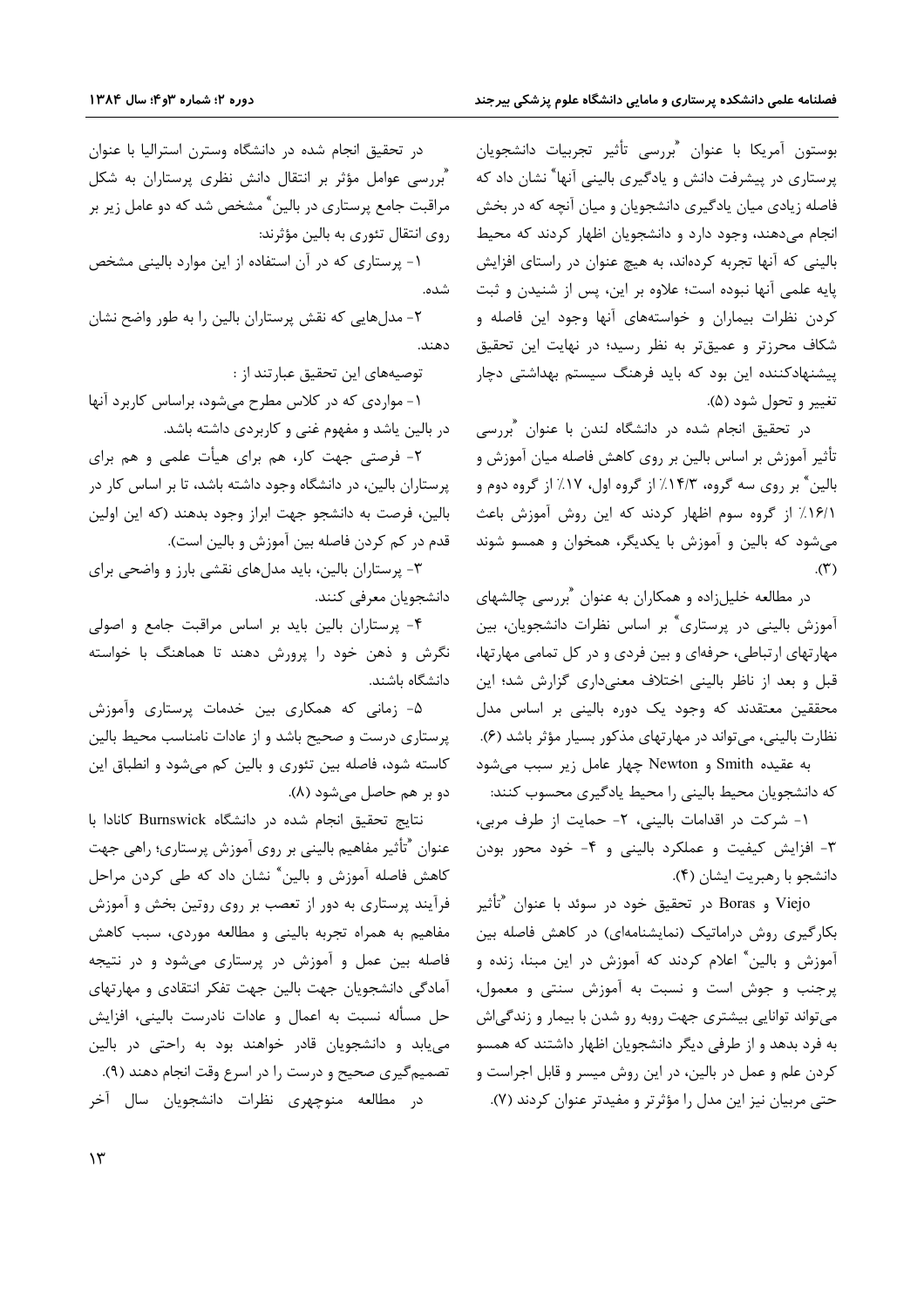بوستون آمریکا با عنوان "بررسی تأثیر تجربیات دانشجویان پرستاری در پیشرفت دانش و یادگیری بالینی آنها" نشان داد که فاصله زیادی میان یادگیری دانشجویان و میان آنچه که در بخش انجام می‌دهند، وجود دارد و دانشجویان اظهار کردند که محیط بالینی که آنها تجربه کرده‌اند، به هیچ عنوان در راستای افزایش پایه علمی آنها نبوده است؛ علاوه بر این، پس از شنیدن و ثبت کردن نظرات بیماران و خواسته‌های آنها وجود این فاصله و شکاف محرزتر و عمیق‌تر به نظر رسید؛ در نهایت این تحقیق پیشنهادکننده این بود که باید فرهنگ سیستم بهداشتی دچار تغییر و تحول شود (۵).

در تحقیق انجام شده در دانشگاه لندن با عنوان "بررسی تأثیر آموزش بر اساس بالین بر روی کاهش فاصله میان آموزش و بالین" بر روی سه گروه، ۱۴/۳٪ از گروه اول، ۱۷٪ از گروه دوم و ۱۶/۱٪ از گروه سوم اظهار کردند که این روش آموزش باعث می‌شود که بالین و آموزش با یکدیگر، همخوان و همسو شوند (۳).

در مطالعه خلیل‌زاده و همکاران به عنوان "بررسی چالشهای آموزش بالینی در پرستاری" بر اساس نظرات دانشجویان، بین مهارتهای ارتباطی، حرفه‌ای و بین فردی و در کل تمامی مهارتها، قبل و بعد از ناظر بالینی اختلاف معنی‌داری گزارش شد؛ این محققین معتقدند که وجود یک دوره بالینی بر اساس مدل نظارت بالینی، می‌تواند در مهارتهای مذکور بسیار مؤثر باشد (۶).

به عقیده Smith و Newton چهار عامل زیر سبب می‌شود که دانشجویان محیط بالینی را محیط یادگیری محسوب کنند:

۱- شرکت در اقدامات بالینی، ۲- حمایت از طرف مربی، ۳- افزایش کیفیت و عملکرد بالینی و ۴- خود محور بودن دانشجو با رهبریت ایشان (۴).

Viejo و Boras در تحقیق خود در سوئد با عنوان "تأثیر بکارگیری روش دراماتیک (نمایشنامه‌ای) در کاهش فاصله بین آموزش و بالین" اعلام کردند که آموزش در این مبنا، زنده و پرجنب و جوش است و نسبت به آموزش سنتی و معمول، می‌تواند توانایی بیشتری جهت روبه رو شدن با بیمار و زندگی‌اش به فرد بدهد و از طرفی دیگر دانشجویان اظهار داشتند که همسو کردن علم و عمل در بالین، در این روش میسر و قابل اجراست و حتی مربیان نیز این مدل را مؤثرتر و مفیدتر عنوان کردند (۷).

در تحقیق انجام شده در دانشگاه وسترن استرالیا با عنوان "بررسی عوامل مؤثر بر انتقال دانش نظری پرستاران به شکل مراقبت جامع پرستاری در بالین" مشخص شد که دو عامل زیر بر روی انتقال تئوری به بالین مؤثرند:

۱- پرستاری که در آن استفاده از این موارد بالینی مشخص شده.

۲- مدل‌هایی که نقش پرستاران بالین را به طور واضح نشان دهند.

توصیه‌های این تحقیق عبارتند از :

۱- مواردی که در کلاس مطرح می‌شود، براساس کاربرد آنها در بالین یاشد و مفهوم غنی و کاربردی داشته باشد.

۲- فرصتی جهت کار، هم برای هیأت علمی و هم برای پرستاران بالین، در دانشگاه وجود داشته باشد، تا بر اساس کار در بالین، فرصت به دانشجو جهت ابراز وجود بدهند (که این اولین قدم در کم کردن فاصله بین آموزش و بالین است).

۳- پرستاران بالین، باید مدل‌های نقشی بارز و واضحی برای دانشجویان معرفی کنند.

۴- پرستاران بالین باید بر اساس مراقبت جامع و اصولی نگرش و ذهن خود را پرورش دهند تا هماهنگ با خواسته دانشگاه باشند.

۵- زمانی که همکاری بین خدمات پرستاری وآموزش پرستاری درست و صحیح باشد و از عادات نامناسب محیط بالین کاسته شود، فاصله بین تئوری و بالین کم می‌شود و انطباق این دو بر هم حاصل می‌شود (۸).

نتایج تحقیق انجام شده در دانشگاه Burnswick کانادا با عنوان "تأثیر مفاهیم بالینی بر روی آموزش پرستاری؛ راهی جهت کاهش فاصله آموزش و بالین" نشان داد که طی کردن مراحل فرآیند پرستاری به دور از تعصب بر روی روتین بخش و آموزش مفاهیم به همراه تجربه بالینی و مطالعه موردی، سبب کاهش فاصله بین عمل و آموزش در پرستاری می‌شود و در نتیجه آمادگی دانشجویان جهت بالین جهت تفکر انتقادی و مهارتهای حل مسأله نسبت به اعمال و عادات نادرست بالینی، افزایش می‌یابد و دانشجویان قادر خواهند بود به راحتی در بالین تصمیم‌گیری صحیح و درست را در اسرع وقت انجام دهند (۹).

در مطالعه منوچهری نظرات دانشجویان سال آخر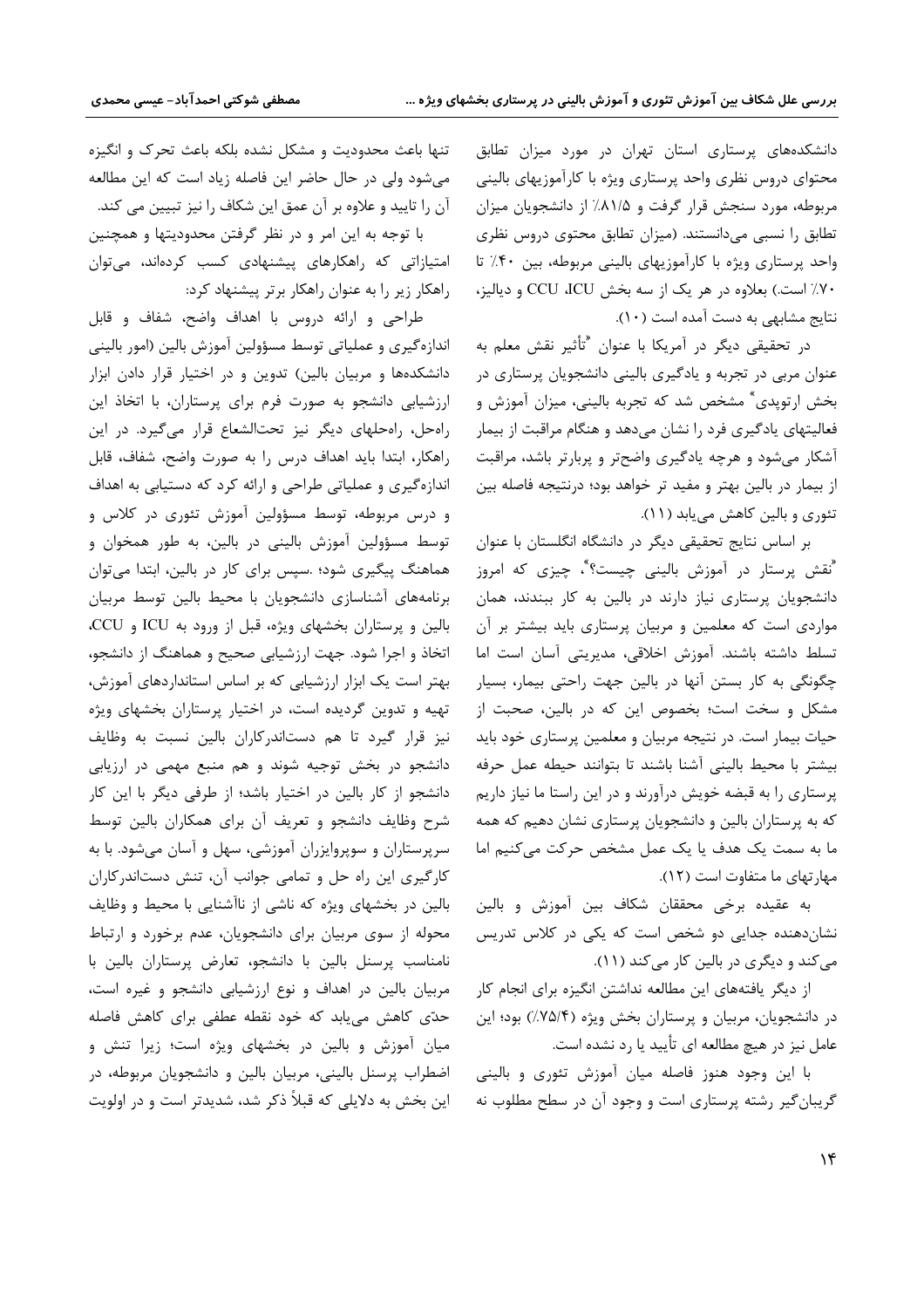دانشکده‌های پرستاری استان تهران در مورد میزان تطابق محتوای دروس نظری واحد پرستاری ویژه با کارآموزیهای بالینی مربوطه، مورد سنجش قرار گرفت و ۸۱/۵٪ از دانشجویان میزان تطابق را نسبی می‌دانستند. (میزان تطابق محتوی دروس نظری واحد پرستاری ویژه با کارآموزیهای بالینی مربوطه، بین ۴۰٪ تا ۷۰٪ است.) بعلاوه در هر یک از سه بخش ICU، CCU و دیالیز، نتایج مشابهی به دست آمده است (۱۰).

در تحقیقی دیگر در آمریکا با عنوان "تأثیر نقش معلم به عنوان مربی در تجربه و یادگیری بالینی دانشجویان پرستاری در بخش ارتوپدی" مشخص شد که تجربه بالینی، میزان آموزش و فعالیتهای یادگیری فرد را نشان می‌دهد و هنگام مراقبت از بیمار آشکار می‌شود و هرچه یادگیری واضح‌تر و پربارتر باشد، مراقبت از بیمار در بالین بهتر و مفید تر خواهد بود؛ درنتیجه فاصله بین تئوری و بالین کاهش می‌یابد (۱۱).

بر اساس نتایج تحقیقی دیگر در دانشگاه انگلستان با عنوان "نقش پرستار در آموزش بالینی چیست؟"، چیزی که امروز دانشجویان پرستاری نیاز دارند در بالین به کار ببندند، همان مواردی است که معلمین و مربیان پرستاری باید بیشتر بر آن تسلط داشته باشند. آموزش اخلاقی، مدیریتی آسان است اما چگونگی به کار بستن آنها در بالین جهت راحتی بیمار، بسیار مشکل و سخت است؛ بخصوص این که در بالین، صحبت از حیات بیمار است. در نتیجه مربیان و معلمین پرستاری خود باید بیشتر با محیط بالینی آشنا باشند تا بتوانند حیطه عمل حرفه پرستاری را به قبضه خویش درآورند و در این راستا ما نیاز داریم که به پرستاران بالین و دانشجویان پرستاری نشان دهیم که همه ما به سمت یک هدف یا یک عمل مشخص حرکت می‌کنیم اما مهارتهای ما متفاوت است (۱۲).

به عقیده برخی محققان شکاف بین آموزش و بالین نشان‌دهنده جدایی دو شخص است که یکی در کلاس تدریس می‌کند و دیگری در بالین کار می‌کند (۱۱).

از دیگر یافته‌های این مطالعه نداشتن انگیزه برای انجام کار در دانشجویان، مربیان و پرستاران بخش ویژه (۷۵/۴٪) بود؛ این عامل نیز در هیچ مطالعه ای تأیید یا رد نشده است.

با این وجود هنوز فاصله میان آموزش تئوری و بالینی گریبان‌گیر رشته پرستاری است و وجود آن در سطح مطلوب نه تنها باعث محدودیت و مشکل نشده بلکه باعث تحرک و انگیزه می‌شود ولی در حال حاضر این فاصله زیاد است که این مطالعه آن را تایید و علاوه بر آن عمق این شکاف را نیز تبیین می کند.

با توجه به این امر و در نظر گرفتن محدودیتها و همچنین امتیازاتی که راهکارهای پیشنهادی کسب کرده‌اند، می‌توان راهکار زیر را به عنوان راهکار برتر پیشنهاد کرد:

طراحی و ارائه دروس با اهداف واضح، شفاف و قابل اندازه‌گیری و عملیاتی توسط مسؤولین آموزش بالین (امور بالینی دانشکده‌ها و مربیان بالین) تدوین و در اختیار قرار دادن ابزار ارزشیابی دانشجو به صورت فرم برای پرستاران، با اتخاذ این راه‌حل، راه‌حلهای دیگر نیز تحت‌الشعاع قرار می‌گیرد. در این راهکار، ابتدا باید اهداف درس را به صورت واضح، شفاف، قابل اندازه‌گیری و عملیاتی طراحی و ارائه کرد که دستیابی به اهداف و درس مربوطه، توسط مسؤولین آموزش تئوری در کلاس و توسط مسؤولین آموزش بالینی در بالین، به طور همخوان و هماهنگ پیگیری شود؛ .سپس برای کار در بالین، ابتدا می‌توان برنامه‌های آشناسازی دانشجویان با محیط بالین توسط مربیان بالین و پرستاران بخشهای ویژه، قبل از ورود به ICU و CCU، اتخاذ و اجرا شود. جهت ارزشیابی صحیح و هماهنگ از دانشجو، بهتر است یک ابزار ارزشیابی که بر اساس استانداردهای آموزش، تهیه و تدوین گردیده است، در اختیار پرستاران بخشهای ویژه نیز قرار گیرد تا هم دست‌اندرکاران بالین نسبت به وظایف دانشجو در بخش توجیه شوند و هم منبع مهمی در ارزیابی دانشجو از کار بالین در اختیار باشد؛ از طرفی دیگر با این کار شرح وظایف دانشجو و تعریف آن برای همکاران بالین توسط سرپرستاران و سوپروایزران آموزشی، سهل و آسان می‌شود. با به کارگیری این راه حل و تمامی جوانب آن، تنش دست‌اندرکاران بالین در بخشهای ویژه که ناشی از ناآشنایی با محیط و وظایف محوله از سوی مربیان برای دانشجویان، عدم برخورد و ارتباط نامناسب پرسنل بالین با دانشجو، تعارض پرستاران بالین با مربیان بالین در اهداف و نوع ارزشیابی دانشجو و غیره است، حتّی کاهش می‌یابد که خود نقطه عطفی برای کاهش فاصله میان آموزش و بالین در بخشهای ویژه است؛ زیرا تنش و اضطراب پرسنل بالینی، مربیان بالین و دانشجویان مربوطه، در این بخش به دلایلی که قبلاً ذکر شد، شدیدتر است و در اولویت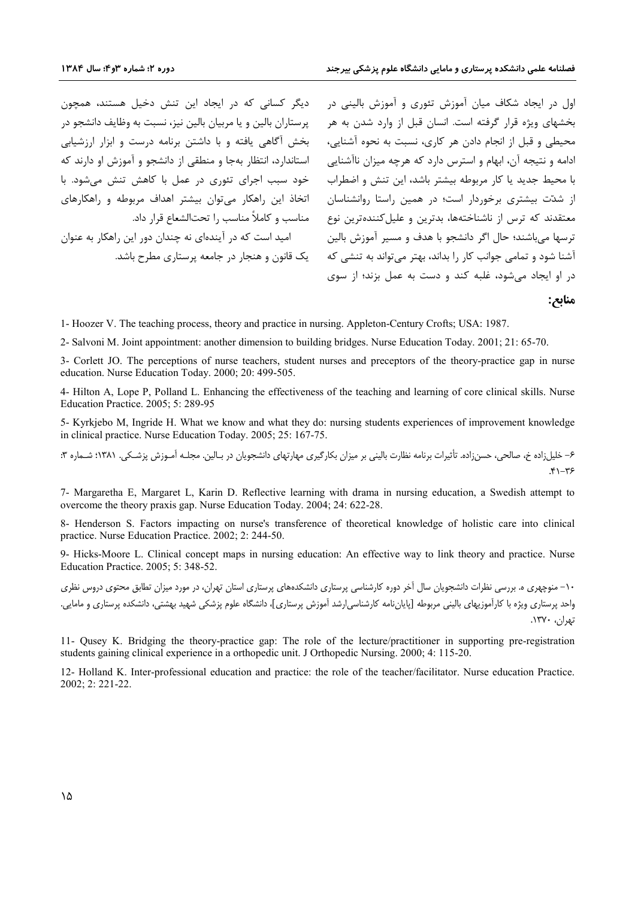اول در ایجاد شکاف میان آموزش تئوری و آموزش بالینی در بخشهای ویژه قرار گرفته است. انسان قبل از وارد شدن به هر محیطی و قبل از انجام دادن هر کاری، نسبت به نحوه آشنایی، ادامه و نتیجه آن، ابهام و استرس دارد که هرچه میزان ناآشنایی با محیط جدید یا کار مربوطه بیشتر باشد، این تنش و اضطراب از شدّت بیشتری برخوردار است؛ در همین راستا روانشناسان معتقدند که ترس از ناشناختهها، بدترین و علیلکنندهترین نوع ترسها میباشند؛ حال اگر دانشجو با هدف و مسیر آموزش بالین آشنا شود و تمامی جوانب کار را بداند، بهتر میتواند به تنشی که در او ایجاد میشود، غلبه کند و دست به عمل بزند؛ از سوی دیگر کسانی که در ایجاد این تنش دخیل هستند، همچون پرستاران بالین و یا مربیان بالین نیز، نسبت به وظایف دانشجو در بخش آگاهی یافته و با داشتن برنامه درست و ابزار ارزشیابی استاندارد، انتظار بهجا و منطقی از دانشجو و آموزش او دارند که خود سبب اجرای تئوری در عمل با کاهش تنش میشود. با اتخاذ این راهکار میتوان بیشتر اهداف مربوطه و راهکارهای مناسب و کاملاً مناسب را تحتالشعاع قرار داد.

امید است که در آیندهای نه چندان دور این راهکار به عنوان یک قانون و هنجار در جامعه پرستاری مطرح باشد.

## منابع:

1- Hoozer V. The teaching process, theory and practice in nursing. Appleton-Century Crofts; USA: 1987.

2- Salvoni M. Joint appointment: another dimension to building bridges. Nurse Education Today. 2001; 21: 65-70.

3- Corlett JO. The perceptions of nurse teachers, student nurses and preceptors of the theory-practice gap in nurse education. Nurse Education Today. 2000; 20: 499-505.

4- Hilton A, Lope P, Polland L. Enhancing the effectiveness of the teaching and learning of core clinical skills. Nurse Education Practice. 2005; 5: 289-95

5- Kyrkjebo M, Ingride H. What we know and what they do: nursing students experiences of improvement knowledge in clinical practice. Nurse Education Today. 2005; 25: 167-75.

۶- خلیلزاده خ، صالحی، حسنزاده. تأثیرات برنامه نظارت بالینی بر میزان بکارگیری مهارتهای دانشجویان در بـالین. مجلـه آمـوزش پزشـکی. ۱۳۸۱؛ شـماره ۳: ۴۱-۳۶.

7- Margaretha E, Margaret L, Karin D. Reflective learning with drama in nursing education, a Swedish attempt to overcome the theory praxis gap. Nurse Education Today. 2004; 24: 622-28.

8- Henderson S. Factors impacting on nurse's transference of theoretical knowledge of holistic care into clinical practice. Nurse Education Practice. 2002; 2: 244-50.

9- Hicks-Moore L. Clinical concept maps in nursing education: An effective way to link theory and practice. Nurse Education Practice. 2005; 5: 348-52.

۱۰- منوچهری ه. بررسی نظرات دانشجویان سال آخر دوره کارشناسی پرستاری دانشکدههای پرستاری استان تهران، در مورد میزان تطابق محتوی دروس نظری واحد پرستاری ویژه با کارآموزیهای بالینی مربوطه [پایاننامه کارشناسیارشد آموزش پرستاری]. دانشگاه علوم پزشکی شهید بهشتی، دانشکده پرستاری و مامایی. تهران، ۱۳۷۰.

11- Qusey K. Bridging the theory-practice gap: The role of the lecture/practitioner in supporting pre-registration students gaining clinical experience in a orthopedic unit. J Orthopedic Nursing. 2000; 4: 115-20.

12- Holland K. Inter-professional education and practice: the role of the teacher/facilitator. Nurse education Practice. 2002; 2: 221-22.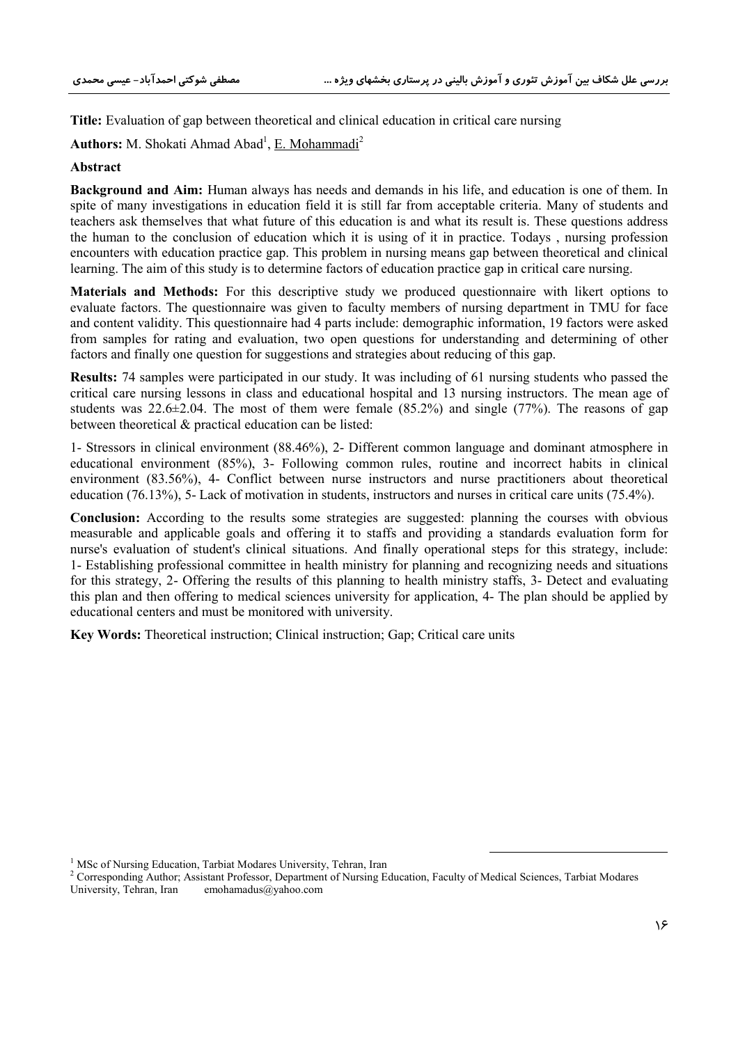**Title:** Evaluation of gap between theoretical and clinical education in critical care nursing

**Authors:** M. Shokati Ahmad Abad[1], E. Mohammadi[2]

**Abstract**

**Background and Aim:** Human always has needs and demands in his life, and education is one of them. In spite of many investigations in education field it is still far from acceptable criteria. Many of students and teachers ask themselves that what future of this education is and what its result is. These questions address the human to the conclusion of education which it is using of it in practice. Todays , nursing profession encounters with education practice gap. This problem in nursing means gap between theoretical and clinical learning. The aim of this study is to determine factors of education practice gap in critical care nursing.

**Materials and Methods:** For this descriptive study we produced questionnaire with likert options to evaluate factors. The questionnaire was given to faculty members of nursing department in TMU for face and content validity. This questionnaire had 4 parts include: demographic information, 19 factors were asked from samples for rating and evaluation, two open questions for understanding and determining of other factors and finally one question for suggestions and strategies about reducing of this gap.

**Results:** 74 samples were participated in our study. It was including of 61 nursing students who passed the critical care nursing lessons in class and educational hospital and 13 nursing instructors. The mean age of students was 22.6±2.04. The most of them were female (85.2%) and single (77%). The reasons of gap between theoretical & practical education can be listed:

1- Stressors in clinical environment (88.46%), 2- Different common language and dominant atmosphere in educational environment (85%), 3- Following common rules, routine and incorrect habits in clinical environment (83.56%), 4- Conflict between nurse instructors and nurse practitioners about theoretical education (76.13%), 5- Lack of motivation in students, instructors and nurses in critical care units (75.4%).

**Conclusion:** According to the results some strategies are suggested: planning the courses with obvious measurable and applicable goals and offering it to staffs and providing a standards evaluation form for nurse's evaluation of student's clinical situations. And finally operational steps for this strategy, include: 1- Establishing professional committee in health ministry for planning and recognizing needs and situations for this strategy, 2- Offering the results of this planning to health ministry staffs, 3- Detect and evaluating this plan and then offering to medical sciences university for application, 4- The plan should be applied by educational centers and must be monitored with university.

**Key Words:** Theoretical instruction; Clinical instruction; Gap; Critical care units

---

[1] MSc of Nursing Education, Tarbiat Modares University, Tehran, Iran

[2] Corresponding Author; Assistant Professor, Department of Nursing Education, Faculty of Medical Sciences, Tarbiat Modares University, Tehran, Iran emohamadus@yahoo.com